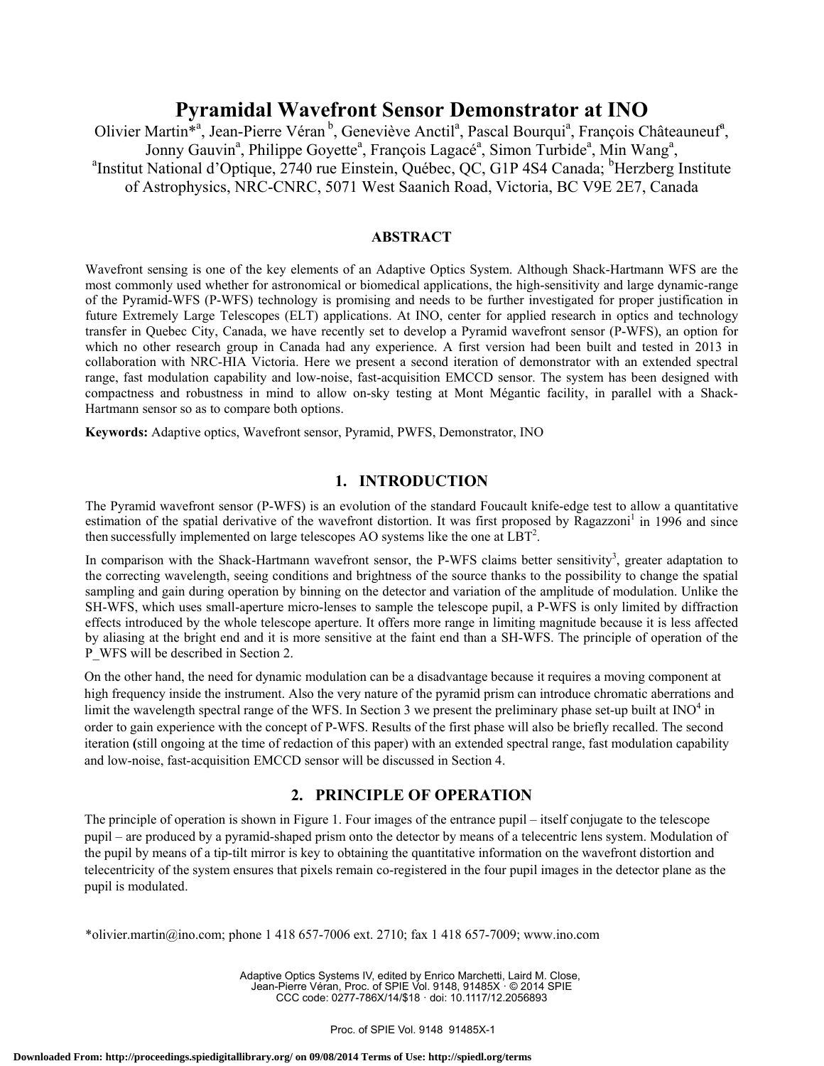# Pyramidal Wavefront Sensor Demonstrator at INO

Olivier Martin*[a], Jean-Pierre Véran [b], Geneviève Anctil[a], Pascal Bourqui[a], François Châteauneuf[a], Jonny Gauvin[a], Philippe Goyette[a], François Lagacé[a], Simon Turbide[a], Min Wang[a],

[a]Institut National d'Optique, 2740 rue Einstein, Québec, QC, G1P 4S4 Canada; [b]Herzberg Institute of Astrophysics, NRC-CNRC, 5071 West Saanich Road, Victoria, BC V9E 2E7, Canada

## ABSTRACT

Wavefront sensing is one of the key elements of an Adaptive Optics System. Although Shack-Hartmann WFS are the most commonly used whether for astronomical or biomedical applications, the high-sensitivity and large dynamic-range of the Pyramid-WFS (P-WFS) technology is promising and needs to be further investigated for proper justification in future Extremely Large Telescopes (ELT) applications. At INO, center for applied research in optics and technology transfer in Quebec City, Canada, we have recently set to develop a Pyramid wavefront sensor (P-WFS), an option for which no other research group in Canada had any experience. A first version had been built and tested in 2013 in collaboration with NRC-HIA Victoria. Here we present a second iteration of demonstrator with an extended spectral range, fast modulation capability and low-noise, fast-acquisition EMCCD sensor. The system has been designed with compactness and robustness in mind to allow on-sky testing at Mont Mégantic facility, in parallel with a Shack-Hartmann sensor so as to compare both options.

**Keywords:** Adaptive optics, Wavefront sensor, Pyramid, PWFS, Demonstrator, INO

## 1. INTRODUCTION

The Pyramid wavefront sensor (P-WFS) is an evolution of the standard Foucault knife-edge test to allow a quantitative estimation of the spatial derivative of the wavefront distortion. It was first proposed by Ragazzoni[1] in 1996 and since then successfully implemented on large telescopes AO systems like the one at LBT[2].

In comparison with the Shack-Hartmann wavefront sensor, the P-WFS claims better sensitivity[3], greater adaptation to the correcting wavelength, seeing conditions and brightness of the source thanks to the possibility to change the spatial sampling and gain during operation by binning on the detector and variation of the amplitude of modulation. Unlike the SH-WFS, which uses small-aperture micro-lenses to sample the telescope pupil, a P-WFS is only limited by diffraction effects introduced by the whole telescope aperture. It offers more range in limiting magnitude because it is less affected by aliasing at the bright end and it is more sensitive at the faint end than a SH-WFS. The principle of operation of the P_WFS will be described in Section 2.

On the other hand, the need for dynamic modulation can be a disadvantage because it requires a moving component at high frequency inside the instrument. Also the very nature of the pyramid prism can introduce chromatic aberrations and limit the wavelength spectral range of the WFS. In Section 3 we present the preliminary phase set-up built at INO[4] in order to gain experience with the concept of P-WFS. Results of the first phase will also be briefly recalled. The second iteration (still ongoing at the time of redaction of this paper) with an extended spectral range, fast modulation capability and low-noise, fast-acquisition EMCCD sensor will be discussed in Section 4.

## 2. PRINCIPLE OF OPERATION

The principle of operation is shown in Figure 1. Four images of the entrance pupil – itself conjugate to the telescope pupil – are produced by a pyramid-shaped prism onto the detector by means of a telecentric lens system. Modulation of the pupil by means of a tip-tilt mirror is key to obtaining the quantitative information on the wavefront distortion and telecentricity of the system ensures that pixels remain co-registered in the four pupil images in the detector plane as the pupil is modulated.

*olivier.martin@ino.com; phone 1 418 657-7006 ext. 2710; fax 1 418 657-7009; www.ino.com

Adaptive Optics Systems IV, edited by Enrico Marchetti, Laird M. Close, Jean-Pierre Véran, Proc. of SPIE Vol. 9148, 91485X · © 2014 SPIE
CCC code: 0277-786X/14/$18 · doi: 10.1117/12.2056893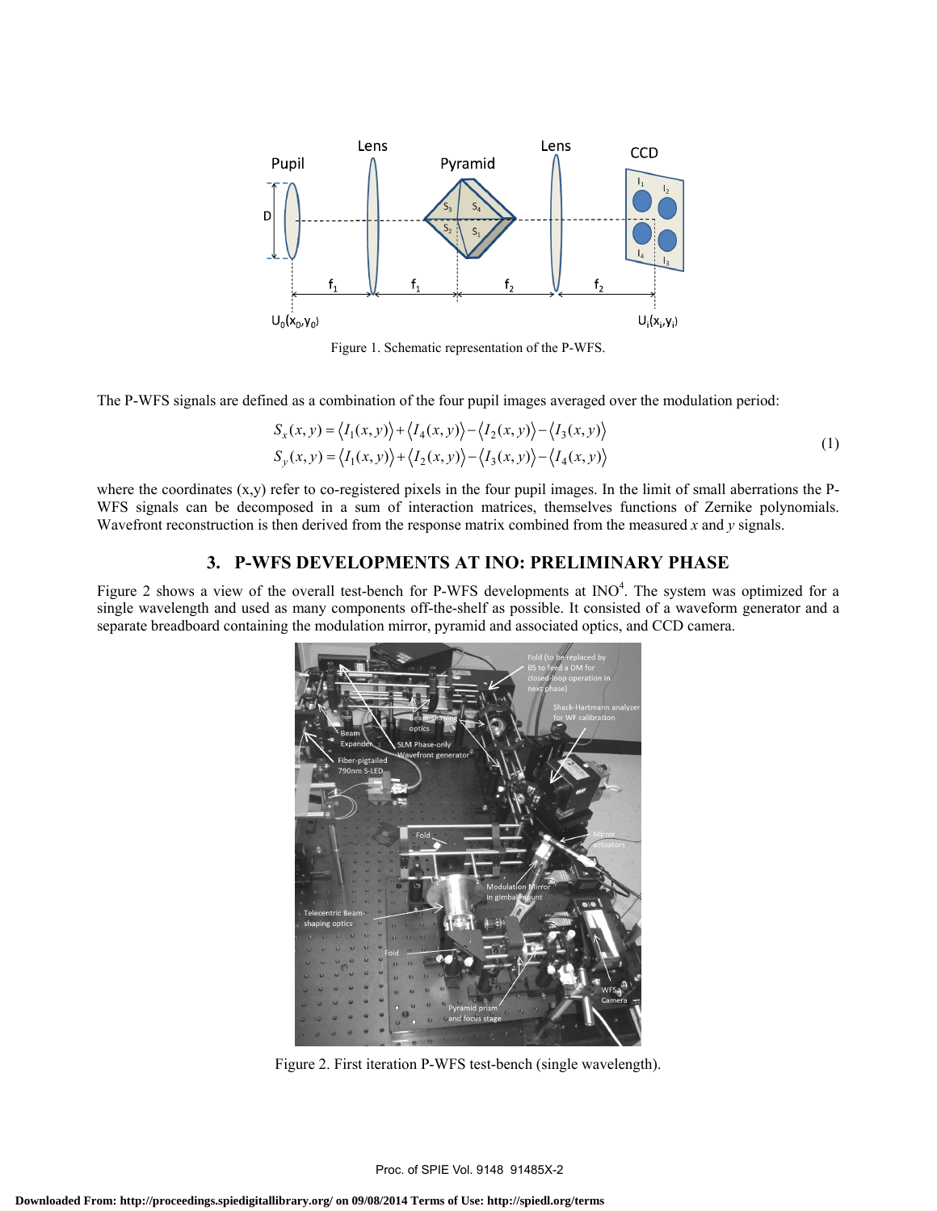Figure 1. Schematic representation of the P-WFS.

The P-WFS signals are defined as a combination of the four pupil images averaged over the modulation period:

$$
\begin{aligned}
S_x(x,y) &= \langle I_1(x,y)\rangle + \langle I_4(x,y)\rangle - \langle I_2(x,y)\rangle - \langle I_3(x,y)\rangle \\
S_y(x,y) &= \langle I_1(x,y)\rangle + \langle I_2(x,y)\rangle - \langle I_3(x,y)\rangle - \langle I_4(x,y)\rangle
\end{aligned} \tag{1}
$$

where the coordinates (x,y) refer to co-registered pixels in the four pupil images. In the limit of small aberrations the P-WFS signals can be decomposed in a sum of interaction matrices, themselves functions of Zernike polynomials. Wavefront reconstruction is then derived from the response matrix combined from the measured *x* and *y* signals.

## 3. P-WFS DEVELOPMENTS AT INO: PRELIMINARY PHASE

Figure 2 shows a view of the overall test-bench for P-WFS developments at INO[4]. The system was optimized for a single wavelength and used as many components off-the-shelf as possible. It consisted of a waveform generator and a separate breadboard containing the modulation mirror, pyramid and associated optics, and CCD camera.

Figure 2. First iteration P-WFS test-bench (single wavelength).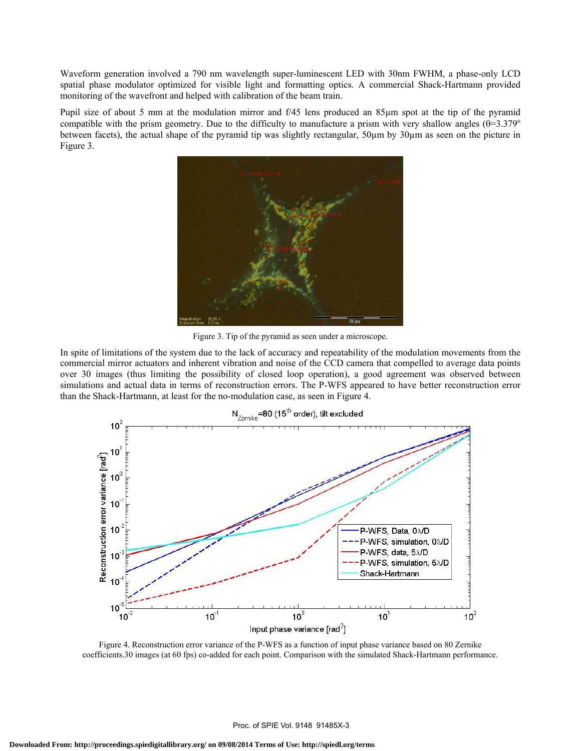Waveform generation involved a 790 nm wavelength super-luminescent LED with 30nm FWHM, a phase-only LCD spatial phase modulator optimized for visible light and formatting optics. A commercial Shack-Hartmann provided monitoring of the wavefront and helped with calibration of the beam train.

Pupil size of about 5 mm at the modulation mirror and f/45 lens produced an 85µm spot at the tip of the pyramid compatible with the prism geometry. Due to the difficulty to manufacture a prism with very shallow angles ($\theta$=3.379$^o$ between facets), the actual shape of the pyramid tip was slightly rectangular, 50µm by 30µm as seen on the picture in Figure 3.

Figure 3. Tip of the pyramid as seen under a microscope.

In spite of limitations of the system due to the lack of accuracy and repeatability of the modulation movements from the commercial mirror actuators and inherent vibration and noise of the CCD camera that compelled to average data points over 30 images (thus limiting the possibility of closed loop operation), a good agreement was observed between simulations and actual data in terms of reconstruction errors. The P-WFS appeared to have better reconstruction error than the Shack-Hartmann, at least for the no-modulation case, as seen in Figure 4.

Figure 4. Reconstruction error variance of the P-WFS as a function of input phase variance based on 80 Zernike coefficients.30 images (at 60 fps) co-added for each point. Comparison with the simulated Shack-Hartmann performance.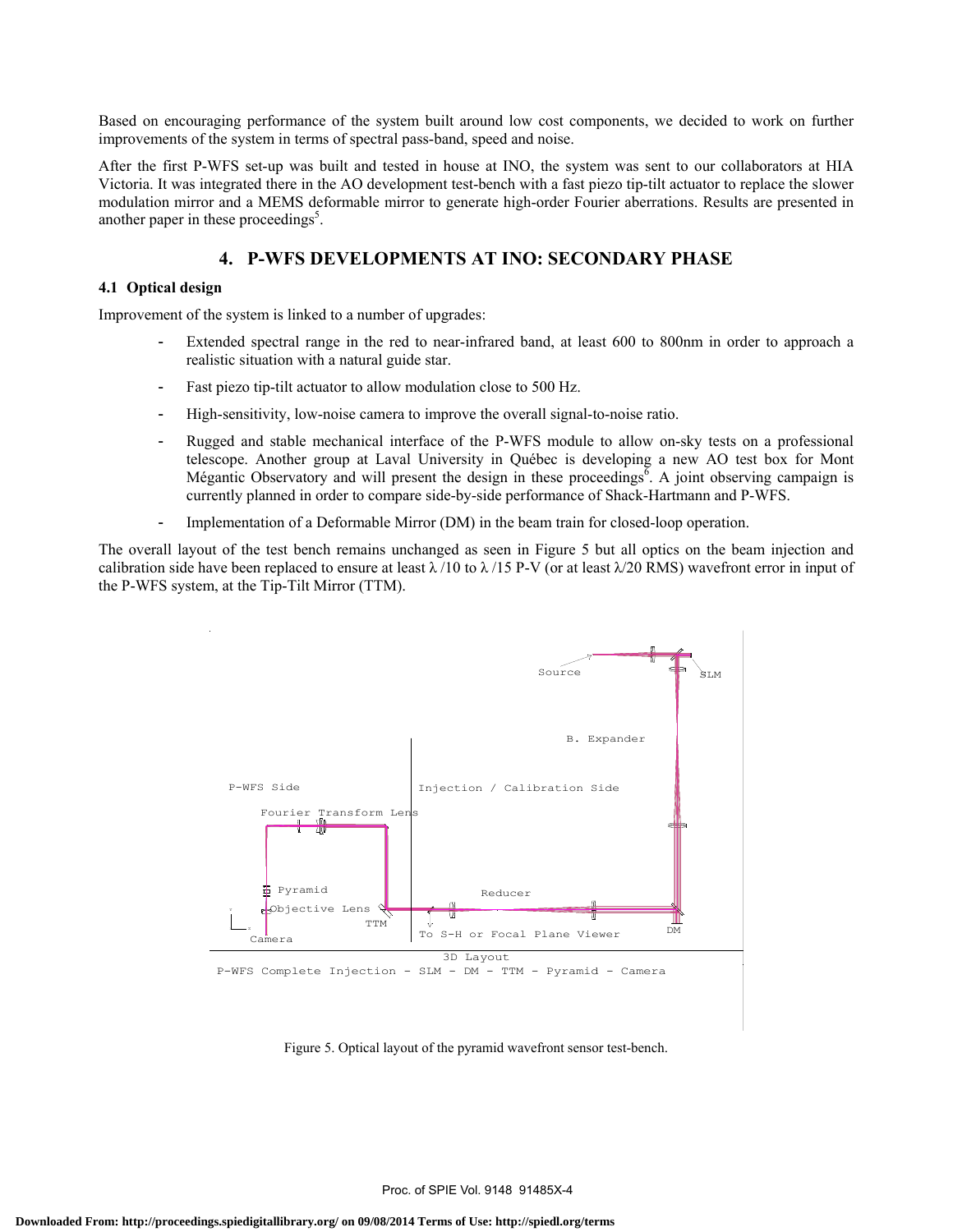Based on encouraging performance of the system built around low cost components, we decided to work on further improvements of the system in terms of spectral pass-band, speed and noise.

After the first P-WFS set-up was built and tested in house at INO, the system was sent to our collaborators at HIA Victoria. It was integrated there in the AO development test-bench with a fast piezo tip-tilt actuator to replace the slower modulation mirror and a MEMS deformable mirror to generate high-order Fourier aberrations. Results are presented in another paper in these proceedings[5].

## 4. P-WFS DEVELOPMENTS AT INO: SECONDARY PHASE

### 4.1 Optical design

Improvement of the system is linked to a number of upgrades:

- Extended spectral range in the red to near-infrared band, at least 600 to 800nm in order to approach a realistic situation with a natural guide star.
- Fast piezo tip-tilt actuator to allow modulation close to 500 Hz.
- High-sensitivity, low-noise camera to improve the overall signal-to-noise ratio.
- Rugged and stable mechanical interface of the P-WFS module to allow on-sky tests on a professional telescope. Another group at Laval University in Québec is developing a new AO test box for Mont Mégantic Observatory and will present the design in these proceedings[6]. A joint observing campaign is currently planned in order to compare side-by-side performance of Shack-Hartmann and P-WFS.
- Implementation of a Deformable Mirror (DM) in the beam train for closed-loop operation.

The overall layout of the test bench remains unchanged as seen in Figure 5 but all optics on the beam injection and calibration side have been replaced to ensure at least $\lambda/10$ to $\lambda/15$ P-V (or at least $\lambda/20$ RMS) wavefront error in input of the P-WFS system, at the Tip-Tilt Mirror (TTM).

Source, SLM, B. Expander, P-WFS Side, Injection / Calibration Side, Fourier Transform Lens, Pyramid, Objective Lens, Reducer, TTM, To S-H or Focal Plane Viewer, DM, Camera

3D Layout

P-WFS Complete Injection - SLM - DM - TTM - Pyramid - Camera

Figure 5. Optical layout of the pyramid wavefront sensor test-bench.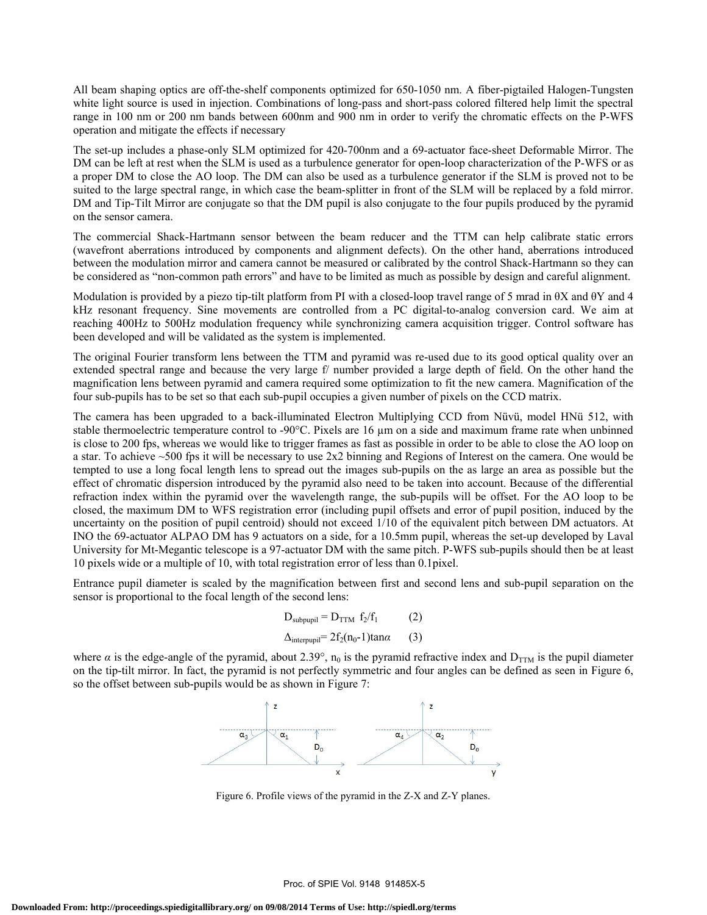All beam shaping optics are off-the-shelf components optimized for 650-1050 nm. A fiber-pigtailed Halogen-Tungsten white light source is used in injection. Combinations of long-pass and short-pass colored filtered help limit the spectral range in 100 nm or 200 nm bands between 600nm and 900 nm in order to verify the chromatic effects on the P-WFS operation and mitigate the effects if necessary

The set-up includes a phase-only SLM optimized for 420-700nm and a 69-actuator face-sheet Deformable Mirror. The DM can be left at rest when the SLM is used as a turbulence generator for open-loop characterization of the P-WFS or as a proper DM to close the AO loop. The DM can also be used as a turbulence generator if the SLM is proved not to be suited to the large spectral range, in which case the beam-splitter in front of the SLM will be replaced by a fold mirror. DM and Tip-Tilt Mirror are conjugate so that the DM pupil is also conjugate to the four pupils produced by the pyramid on the sensor camera.

The commercial Shack-Hartmann sensor between the beam reducer and the TTM can help calibrate static errors (wavefront aberrations introduced by components and alignment defects). On the other hand, aberrations introduced between the modulation mirror and camera cannot be measured or calibrated by the control Shack-Hartmann so they can be considered as "non-common path errors" and have to be limited as much as possible by design and careful alignment.

Modulation is provided by a piezo tip-tilt platform from PI with a closed-loop travel range of 5 mrad in θX and θY and 4 kHz resonant frequency. Sine movements are controlled from a PC digital-to-analog conversion card. We aim at reaching 400Hz to 500Hz modulation frequency while synchronizing camera acquisition trigger. Control software has been developed and will be validated as the system is implemented.

The original Fourier transform lens between the TTM and pyramid was re-used due to its good optical quality over an extended spectral range and because the very large f/ number provided a large depth of field. On the other hand the magnification lens between pyramid and camera required some optimization to fit the new camera. Magnification of the four sub-pupils has to be set so that each sub-pupil occupies a given number of pixels on the CCD matrix.

The camera has been upgraded to a back-illuminated Electron Multiplying CCD from Nüvü, model HNü 512, with stable thermoelectric temperature control to -90°C. Pixels are 16 µm on a side and maximum frame rate when unbinned is close to 200 fps, whereas we would like to trigger frames as fast as possible in order to be able to close the AO loop on a star. To achieve ~500 fps it will be necessary to use 2x2 binning and Regions of Interest on the camera. One would be tempted to use a long focal length lens to spread out the images sub-pupils on the as large an area as possible but the effect of chromatic dispersion introduced by the pyramid also need to be taken into account. Because of the differential refraction index within the pyramid over the wavelength range, the sub-pupils will be offset. For the AO loop to be closed, the maximum DM to WFS registration error (including pupil offsets and error of pupil position, induced by the uncertainty on the position of pupil centroid) should not exceed 1/10 of the equivalent pitch between DM actuators. At INO the 69-actuator ALPAO DM has 9 actuators on a side, for a 10.5mm pupil, whereas the set-up developed by Laval University for Mt-Megantic telescope is a 97-actuator DM with the same pitch. P-WFS sub-pupils should then be at least 10 pixels wide or a multiple of 10, with total registration error of less than 0.1pixel.

Entrance pupil diameter is scaled by the magnification between first and second lens and sub-pupil separation on the sensor is proportional to the focal length of the second lens:

$$D_{subpupil} = D_{TTM}\ f_2/f_1 \qquad (2)$$

$$\Delta_{interpupil} = 2f_2(n_0-1)\tan\alpha \qquad (3)$$

where $\alpha$ is the edge-angle of the pyramid, about 2.39°, $n_0$ is the pyramid refractive index and $D_{TTM}$ is the pupil diameter on the tip-tilt mirror. In fact, the pyramid is not perfectly symmetric and four angles can be defined as seen in Figure 6, so the offset between sub-pupils would be as shown in Figure 7:

Figure 6. Profile views of the pyramid in the Z-X and Z-Y planes.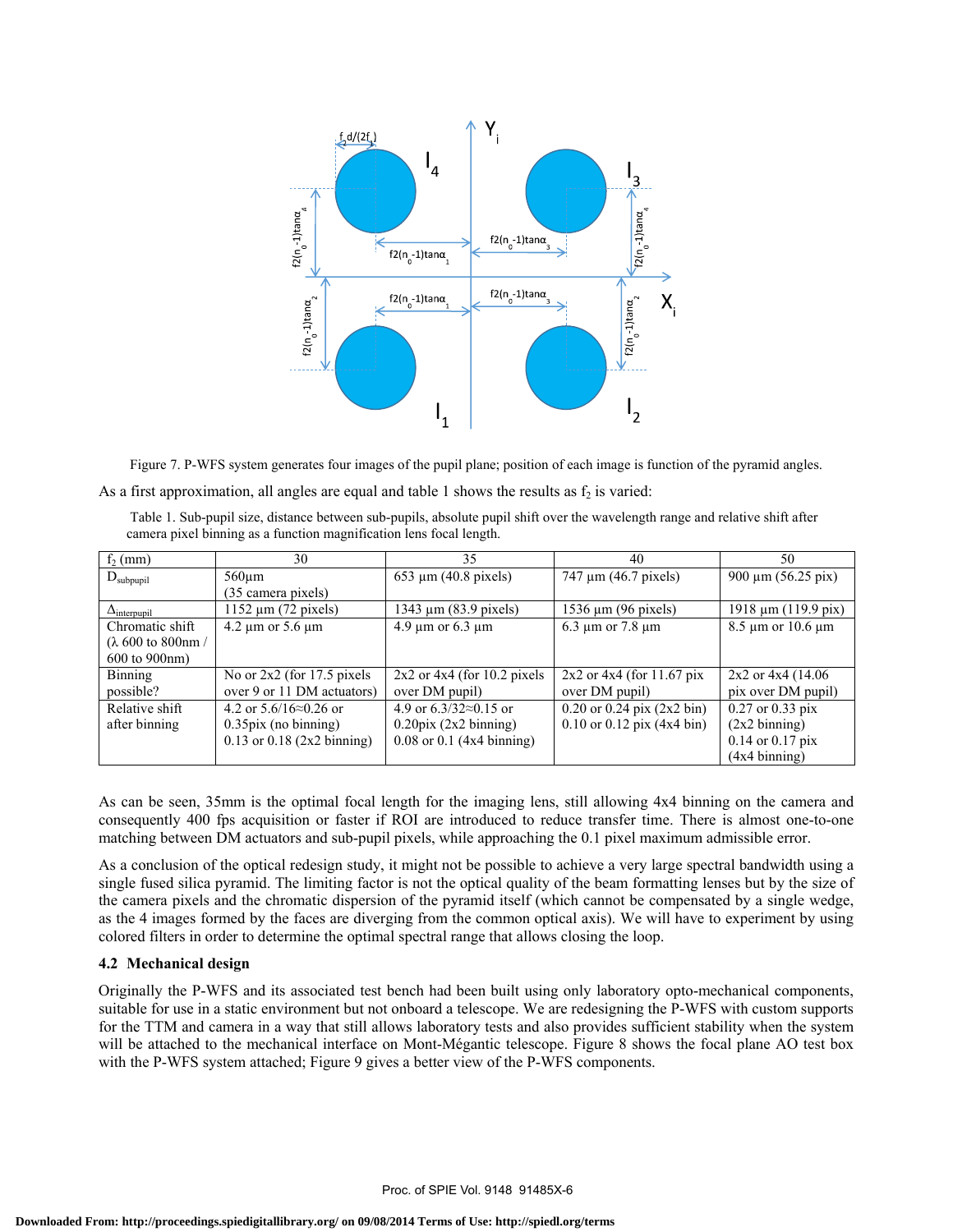Figure 7. P-WFS system generates four images of the pupil plane; position of each image is function of the pyramid angles.

As a first approximation, all angles are equal and table 1 shows the results as $f_2$ is varied:

Table 1. Sub-pupil size, distance between sub-pupils, absolute pupil shift over the wavelength range and relative shift after camera pixel binning as a function magnification lens focal length.

| $f_2$ (mm) | 30 | 35 | 40 | 50 |
|---|---|---|---|---|
| $D_{subpupil}$ | 560µm (35 camera pixels) | 653 µm (40.8 pixels) | 747 µm (46.7 pixels) | 900 µm (56.25 pix) |
| $\Delta_{interpupil}$ | 1152 µm (72 pixels) | 1343 µm (83.9 pixels) | 1536 µm (96 pixels) | 1918 µm (119.9 pix) |
| Chromatic shift (λ 600 to 800nm / 600 to 900nm) | 4.2 µm or 5.6 µm | 4.9 µm or 6.3 µm | 6.3 µm or 7.8 µm | 8.5 µm or 10.6 µm |
| Binning possible? | No or 2x2 (for 17.5 pixels over 9 or 11 DM actuators) | 2x2 or 4x4 (for 10.2 pixels over DM pupil) | 2x2 or 4x4 (for 11.67 pix over DM pupil) | 2x2 or 4x4 (14.06 pix over DM pupil) |
| Relative shift after binning | 4.2 or 5.6/16≈0.26 or 0.35pix (no binning) 0.13 or 0.18 (2x2 binning) | 4.9 or 6.3/32≈0.15 or 0.20pix (2x2 binning) 0.08 or 0.1 (4x4 binning) | 0.20 or 0.24 pix (2x2 bin) 0.10 or 0.12 pix (4x4 bin) | 0.27 or 0.33 pix (2x2 binning) 0.14 or 0.17 pix (4x4 binning) |

As can be seen, 35mm is the optimal focal length for the imaging lens, still allowing 4x4 binning on the camera and consequently 400 fps acquisition or faster if ROI are introduced to reduce transfer time. There is almost one-to-one matching between DM actuators and sub-pupil pixels, while approaching the 0.1 pixel maximum admissible error.

As a conclusion of the optical redesign study, it might not be possible to achieve a very large spectral bandwidth using a single fused silica pyramid. The limiting factor is not the optical quality of the beam formatting lenses but by the size of the camera pixels and the chromatic dispersion of the pyramid itself (which cannot be compensated by a single wedge, as the 4 images formed by the faces are diverging from the common optical axis). We will have to experiment by using colored filters in order to determine the optimal spectral range that allows closing the loop.

### 4.2 Mechanical design

Originally the P-WFS and its associated test bench had been built using only laboratory opto-mechanical components, suitable for use in a static environment but not onboard a telescope. We are redesigning the P-WFS with custom supports for the TTM and camera in a way that still allows laboratory tests and also provides sufficient stability when the system will be attached to the mechanical interface on Mont-Mégantic telescope. Figure 8 shows the focal plane AO test box with the P-WFS system attached; Figure 9 gives a better view of the P-WFS components.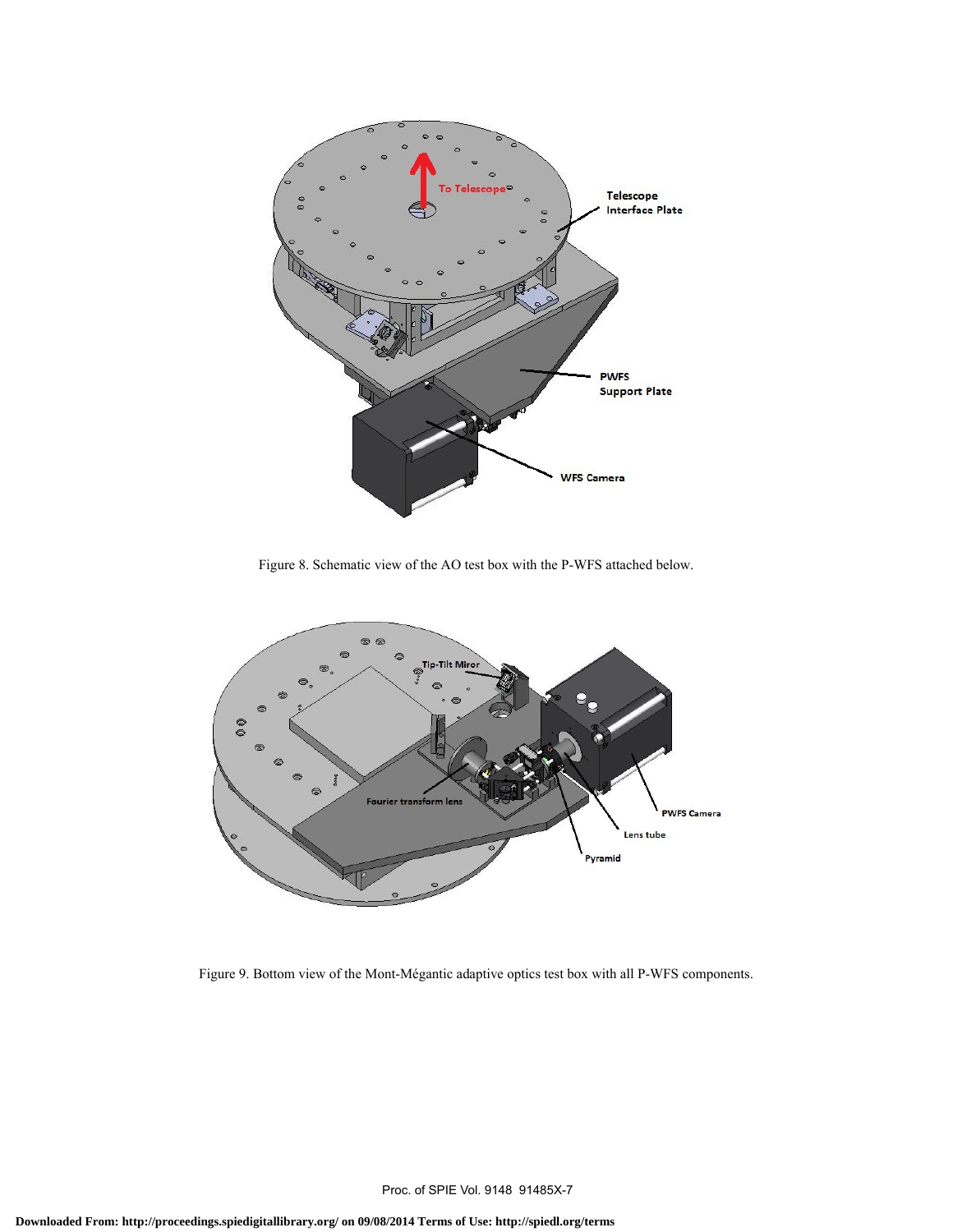Figure 8. Schematic view of the AO test box with the P-WFS attached below.

Figure 9. Bottom view of the Mont-Mégantic adaptive optics test box with all P-WFS components.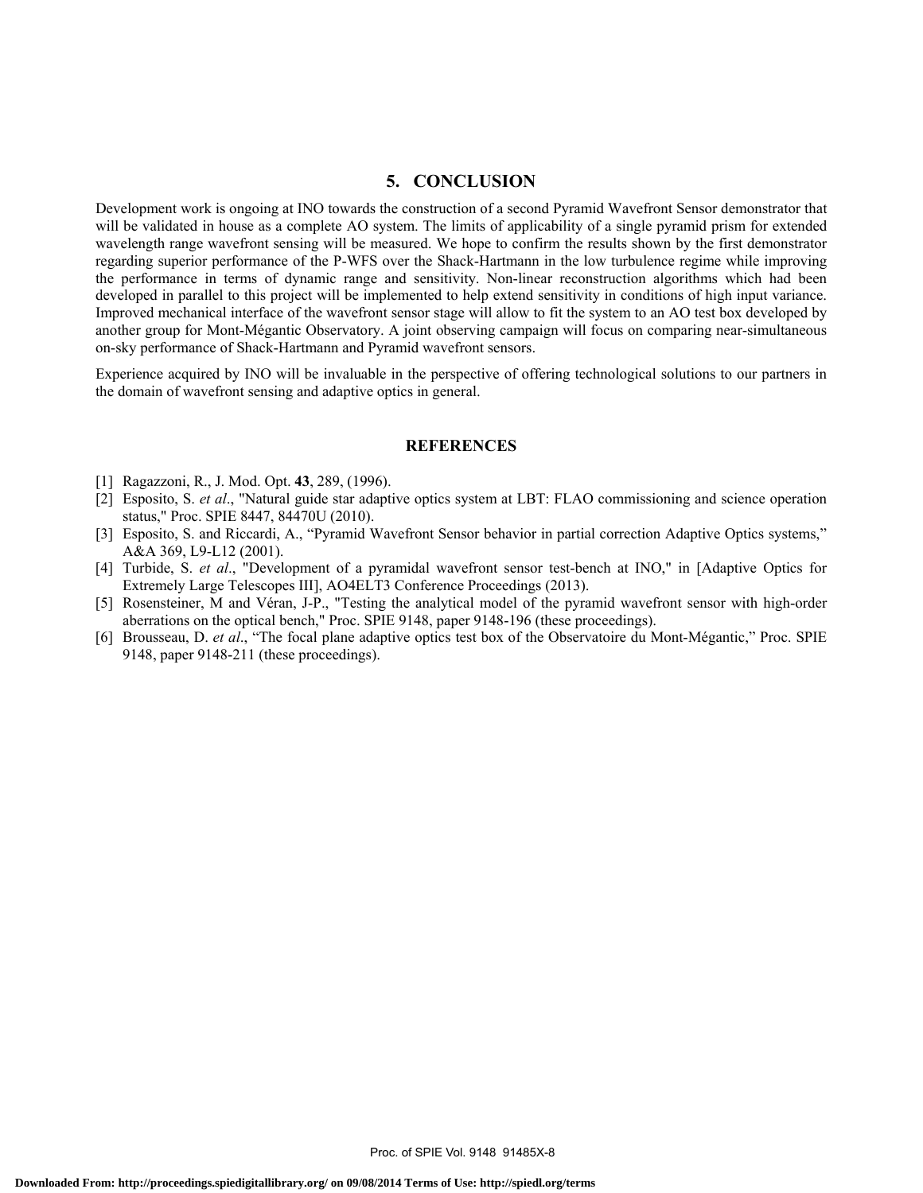## 5. CONCLUSION

Development work is ongoing at INO towards the construction of a second Pyramid Wavefront Sensor demonstrator that will be validated in house as a complete AO system. The limits of applicability of a single pyramid prism for extended wavelength range wavefront sensing will be measured. We hope to confirm the results shown by the first demonstrator regarding superior performance of the P-WFS over the Shack-Hartmann in the low turbulence regime while improving the performance in terms of dynamic range and sensitivity. Non-linear reconstruction algorithms which had been developed in parallel to this project will be implemented to help extend sensitivity in conditions of high input variance. Improved mechanical interface of the wavefront sensor stage will allow to fit the system to an AO test box developed by another group for Mont-Mégantic Observatory. A joint observing campaign will focus on comparing near-simultaneous on-sky performance of Shack-Hartmann and Pyramid wavefront sensors.

Experience acquired by INO will be invaluable in the perspective of offering technological solutions to our partners in the domain of wavefront sensing and adaptive optics in general.

## REFERENCES

[1] Ragazzoni, R., J. Mod. Opt. **43**, 289, (1996).

[2] Esposito, S. *et al*., "Natural guide star adaptive optics system at LBT: FLAO commissioning and science operation status," Proc. SPIE 8447, 84470U (2010).

[3] Esposito, S. and Riccardi, A., "Pyramid Wavefront Sensor behavior in partial correction Adaptive Optics systems," A&A 369, L9-L12 (2001).

[4] Turbide, S. *et al*., "Development of a pyramidal wavefront sensor test-bench at INO," in [Adaptive Optics for Extremely Large Telescopes III], AO4ELT3 Conference Proceedings (2013).

[5] Rosensteiner, M and Véran, J-P., "Testing the analytical model of the pyramid wavefront sensor with high-order aberrations on the optical bench," Proc. SPIE 9148, paper 9148-196 (these proceedings).

[6] Brousseau, D. *et al*., "The focal plane adaptive optics test box of the Observatoire du Mont-Mégantic," Proc. SPIE 9148, paper 9148-211 (these proceedings).